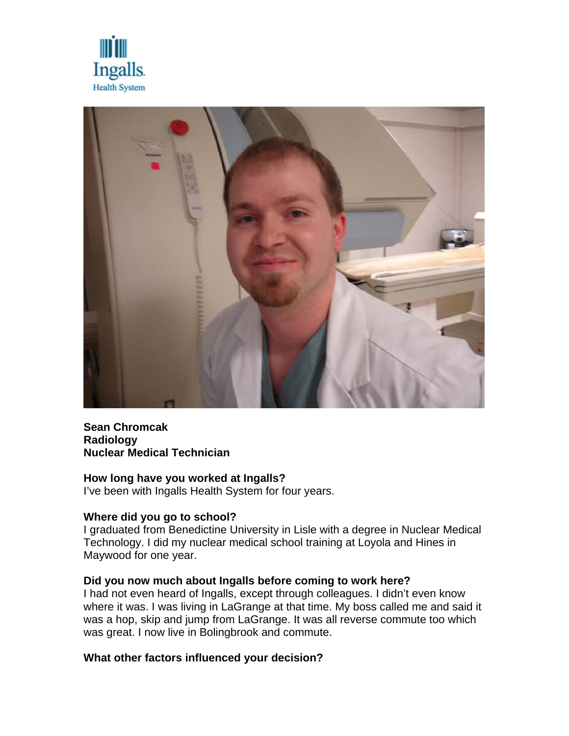**Sean Chromcak**
**Radiology**
**Nuclear Medical Technician**

**How long have you worked at Ingalls?**
I've been with Ingalls Health System for four years.

**Where did you go to school?**
I graduated from Benedictine University in Lisle with a degree in Nuclear Medical Technology. I did my nuclear medical school training at Loyola and Hines in Maywood for one year.

**Did you now much about Ingalls before coming to work here?**
I had not even heard of Ingalls, except through colleagues. I didn't even know where it was. I was living in LaGrange at that time. My boss called me and said it was a hop, skip and jump from LaGrange. It was all reverse commute too which was great. I now live in Bolingbrook and commute.

**What other factors influenced your decision?**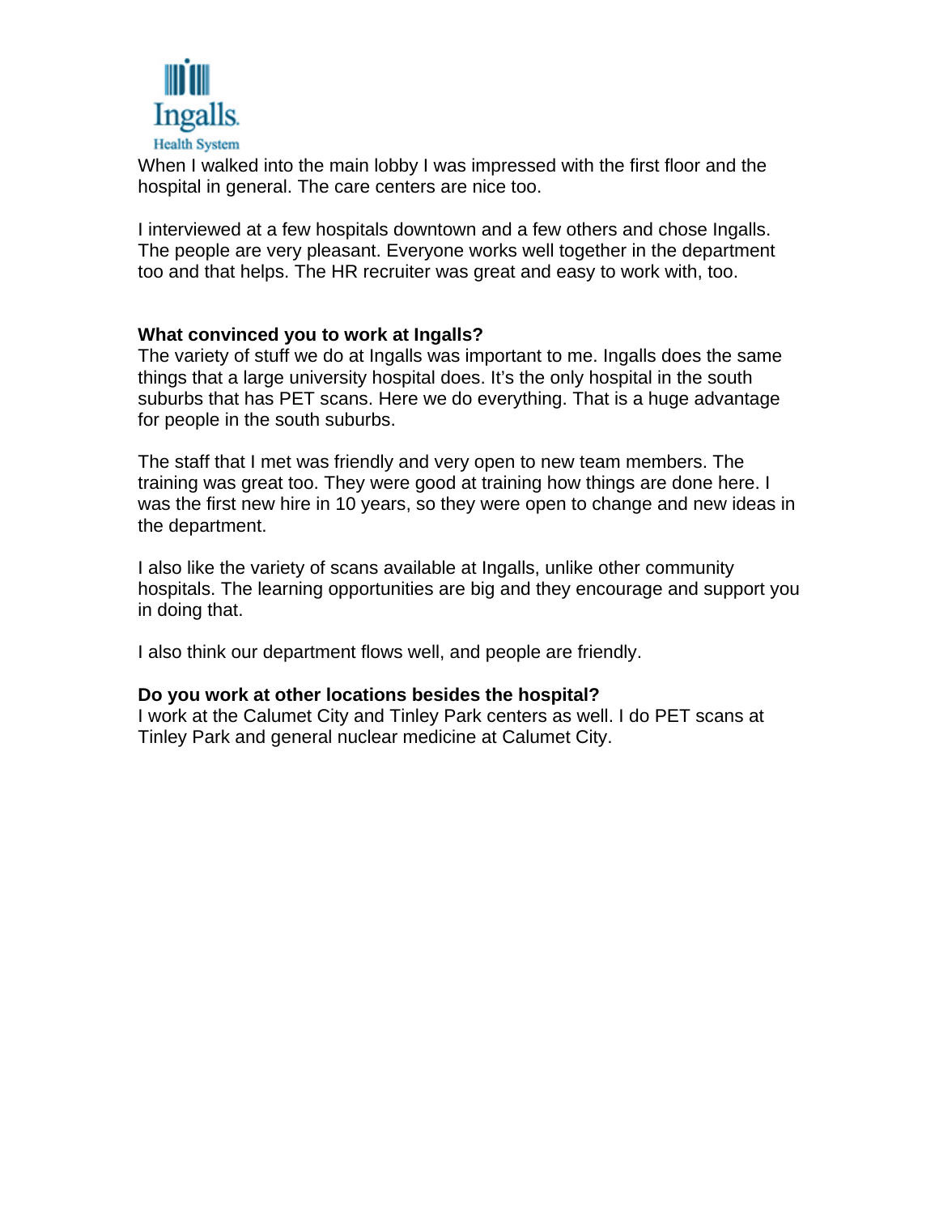When I walked into the main lobby I was impressed with the first floor and the hospital in general. The care centers are nice too.

I interviewed at a few hospitals downtown and a few others and chose Ingalls. The people are very pleasant. Everyone works well together in the department too and that helps. The HR recruiter was great and easy to work with, too.

**What convinced you to work at Ingalls?**

The variety of stuff we do at Ingalls was important to me. Ingalls does the same things that a large university hospital does. It's the only hospital in the south suburbs that has PET scans. Here we do everything. That is a huge advantage for people in the south suburbs.

The staff that I met was friendly and very open to new team members. The training was great too. They were good at training how things are done here. I was the first new hire in 10 years, so they were open to change and new ideas in the department.

I also like the variety of scans available at Ingalls, unlike other community hospitals. The learning opportunities are big and they encourage and support you in doing that.

I also think our department flows well, and people are friendly.

**Do you work at other locations besides the hospital?**

I work at the Calumet City and Tinley Park centers as well. I do PET scans at Tinley Park and general nuclear medicine at Calumet City.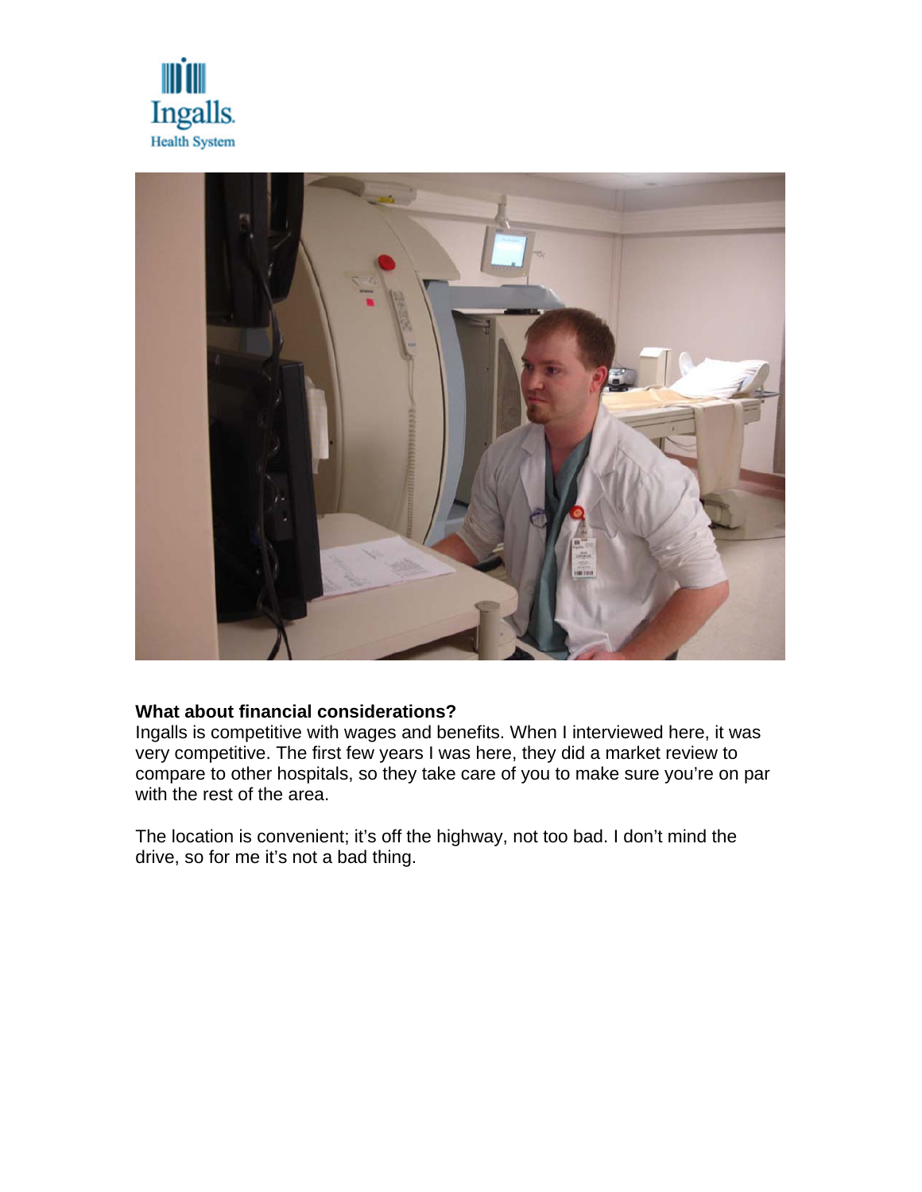**What about financial considerations?**

Ingalls is competitive with wages and benefits. When I interviewed here, it was very competitive. The first few years I was here, they did a market review to compare to other hospitals, so they take care of you to make sure you're on par with the rest of the area.

The location is convenient; it's off the highway, not too bad. I don't mind the drive, so for me it's not a bad thing.